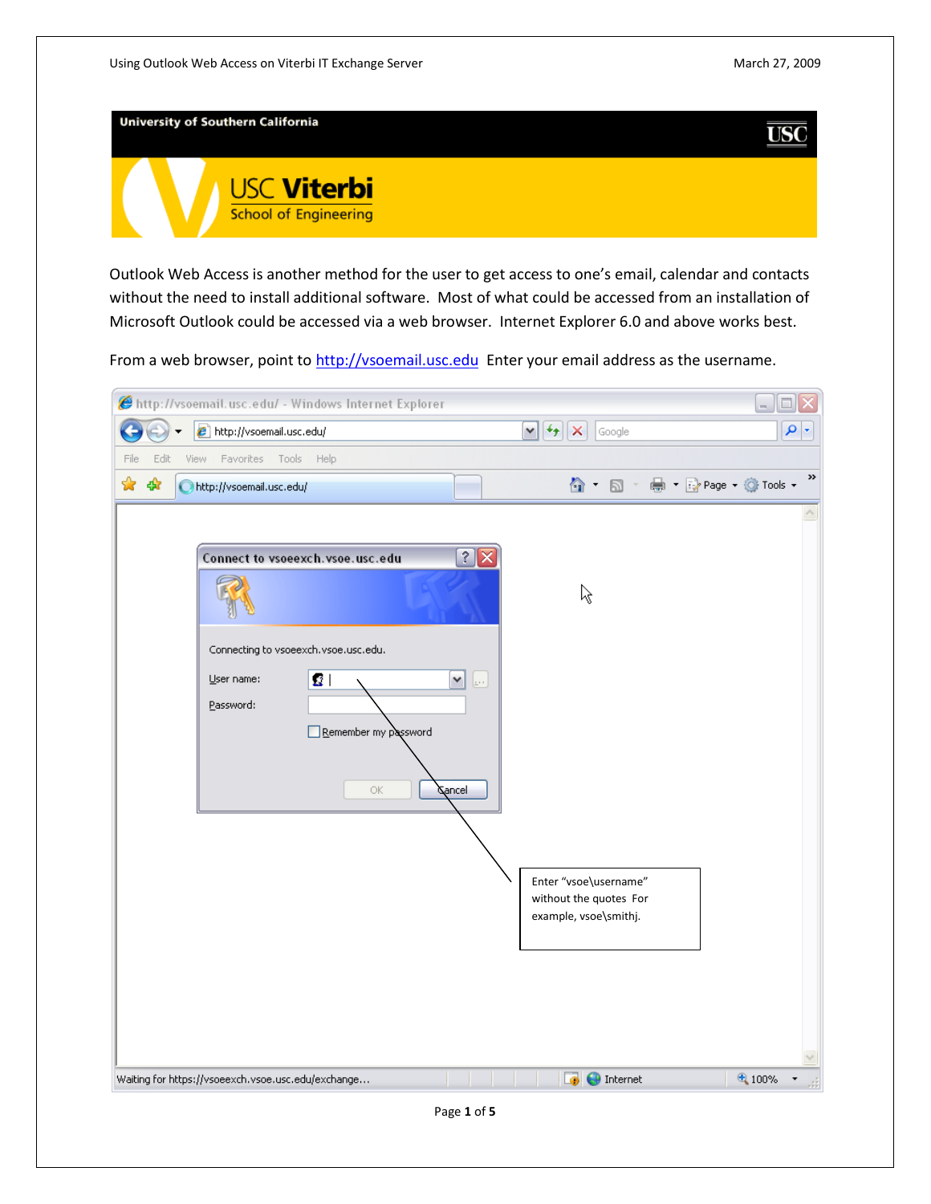Outlook Web Access is another method for the user to get access to one's email, calendar and contacts without the need to install additional software. Most of what could be accessed from an installation of Microsoft Outlook could be accessed via a web browser. Internet Explorer 6.0 and above works best.

From a web browser, point to [http://vsoemail.usc.edu](http://vsoemail.usc.edu) Enter your email address as the username.

Enter "vsoe\username" without the quotes For example, vsoe\smithj.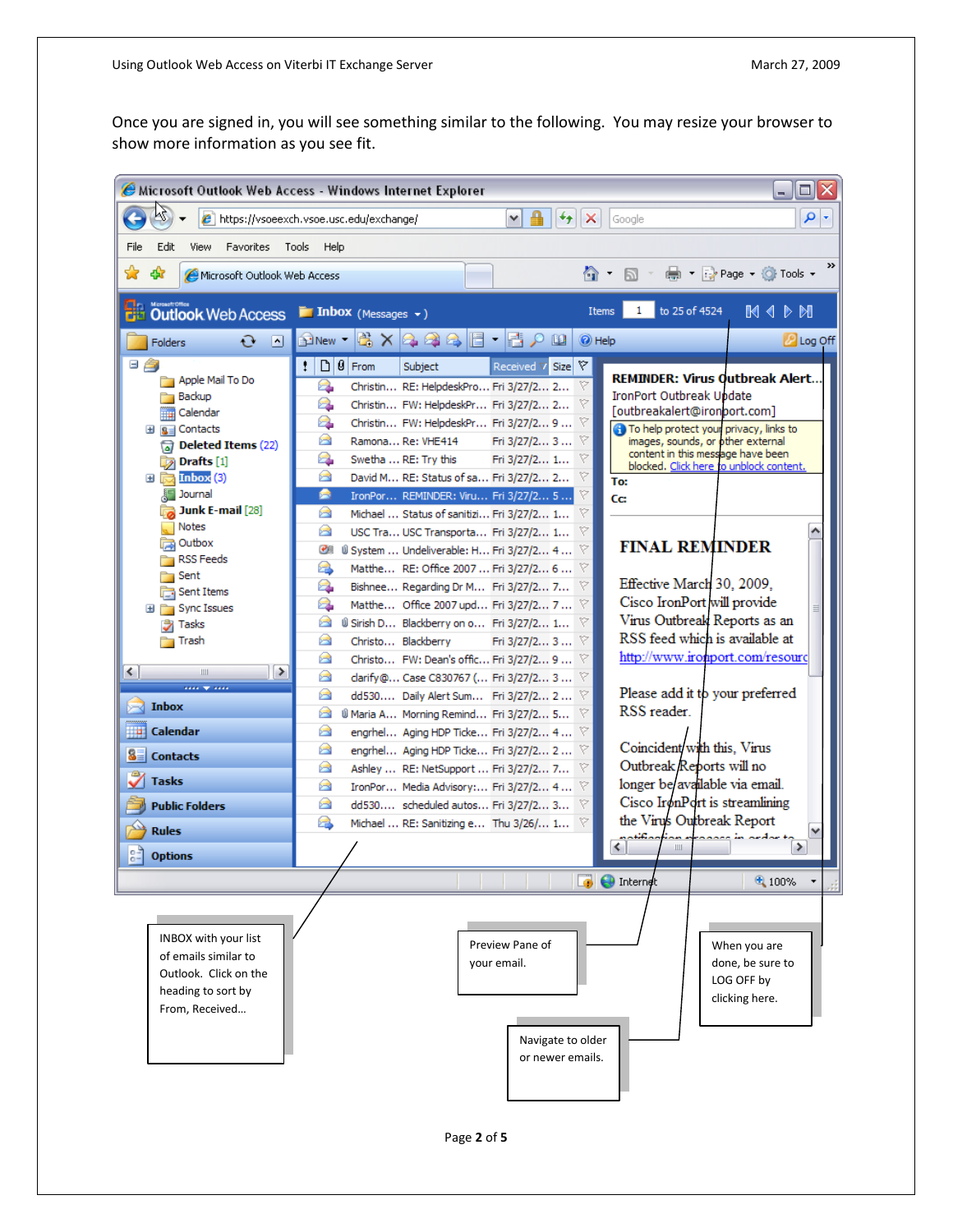Once you are signed in, you will see something similar to the following. You may resize your browser to show more information as you see fit.

INBOX with your list of emails similar to Outlook. Click on the heading to sort by From, Received…

Preview Pane of your email.

When you are done, be sure to LOG OFF by clicking here.

Navigate to older or newer emails.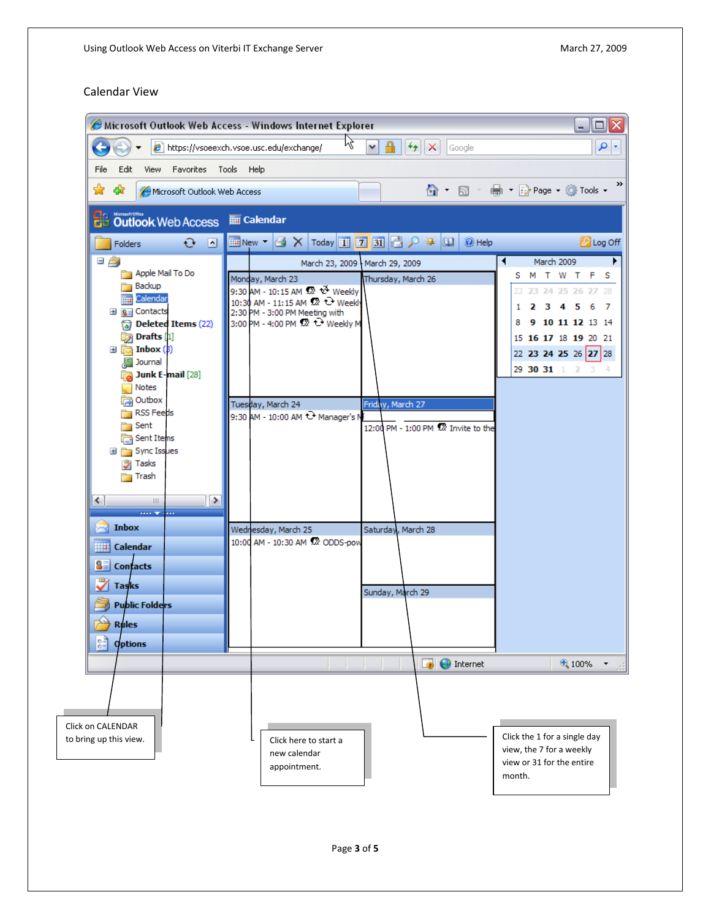## Calendar View

Click on CALENDAR to bring up this view.

Click here to start a new calendar appointment.

Click the 1 for a single day view, the 7 for a weekly view or 31 for the entire month.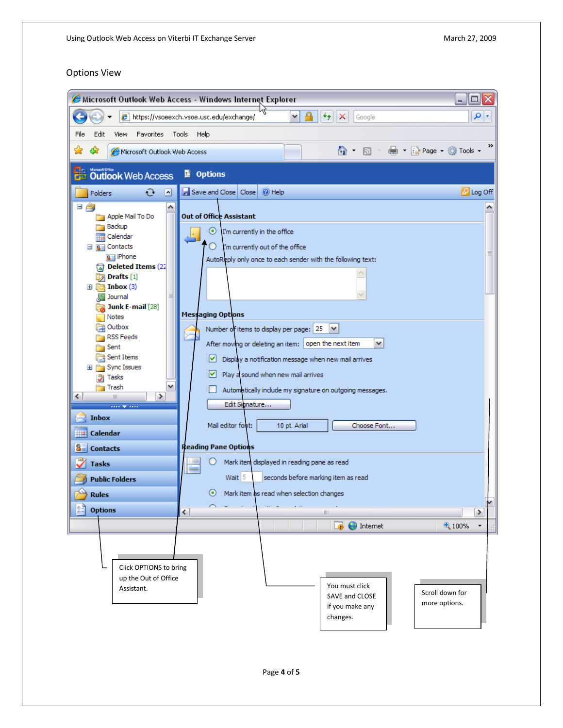Options View

Click OPTIONS to bring up the Out of Office Assistant.

You must click SAVE and CLOSE if you make any changes.

Scroll down for more options.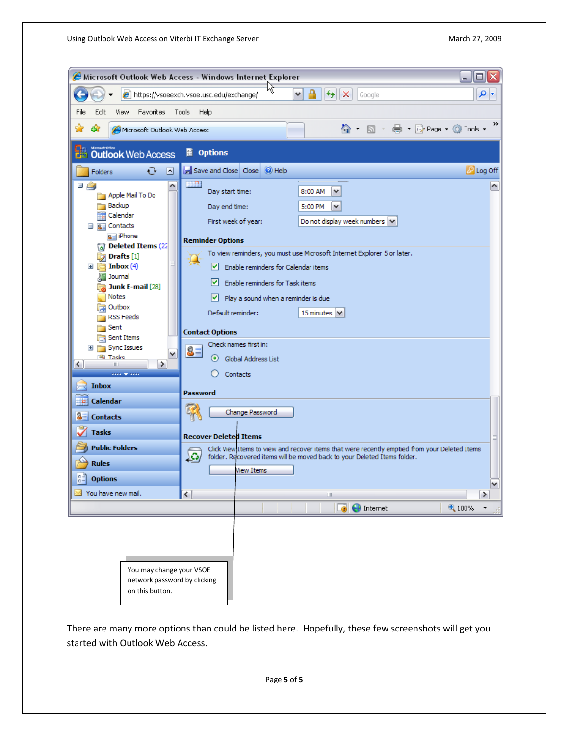You may change your VSOE network password by clicking on this button.

There are many more options than could be listed here. Hopefully, these few screenshots will get you started with Outlook Web Access.